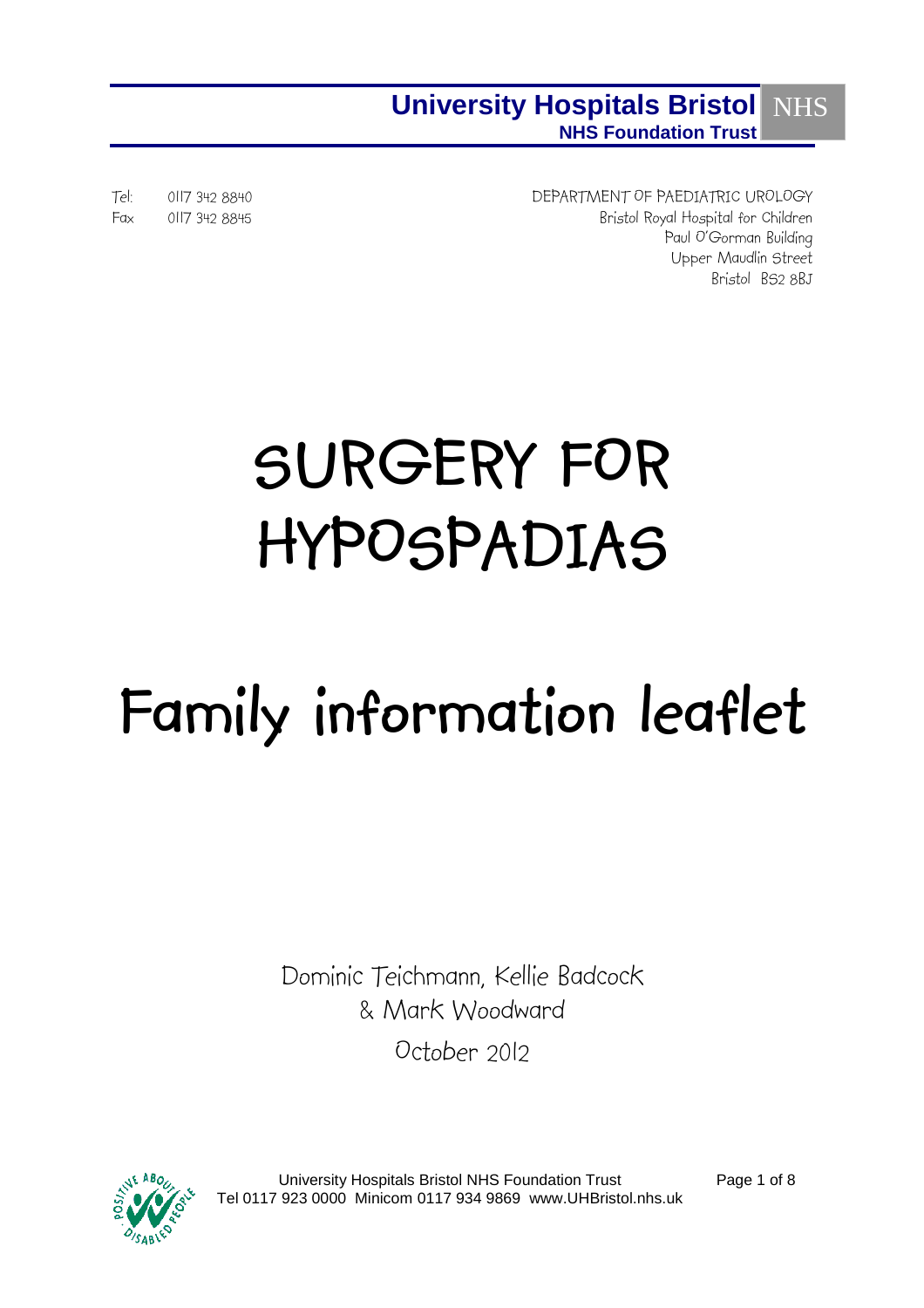**University Hospitals Bristol** NHS
**NHS Foundation Trust**

Tel: 0117 342 8840
Fax 0117 342 8845

DEPARTMENT OF PAEDIATRIC UROLOGY
Bristol Royal Hospital for Children
Paul O'Gorman Building
Upper Maudlin Street
Bristol BS2 8BJ

# SURGERY FOR HYPOSPADIAS

# Family information leaflet

Dominic Teichmann, Kellie Badcock & Mark Woodward

October 2012

University Hospitals Bristol NHS Foundation Trust
Tel 0117 923 0000 Minicom 0117 934 9869 www.UHBristol.nhs.uk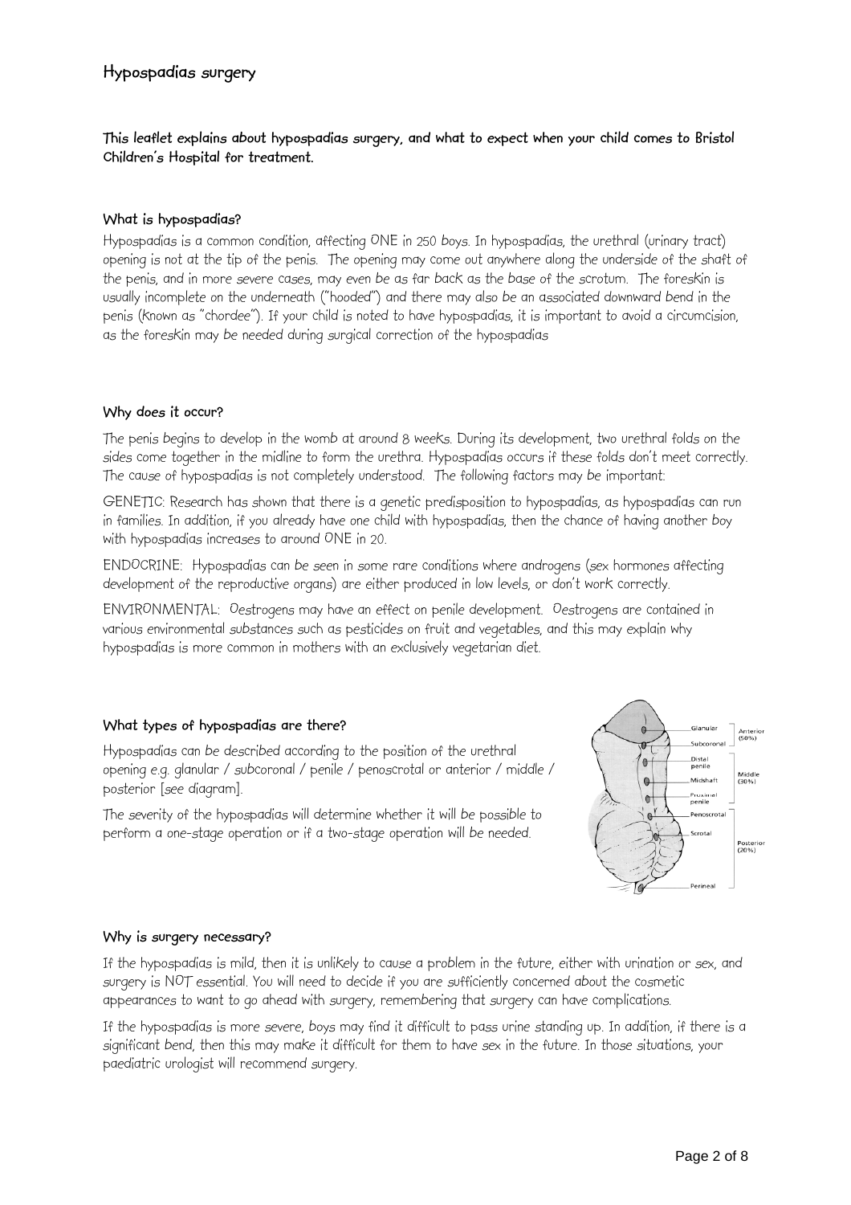## Hypospadias surgery

**This leaflet explains about hypospadias surgery, and what to expect when your child comes to Bristol Children's Hospital for treatment.**

### What is hypospadias?

Hypospadias is a common condition, affecting ONE in 250 boys. In hypospadias, the urethral (urinary tract) opening is not at the tip of the penis. The opening may come out anywhere along the underside of the shaft of the penis, and in more severe cases, may even be as far back as the base of the scrotum. The foreskin is usually incomplete on the underneath ("hooded") and there may also be an associated downward bend in the penis (known as "chordee"). If your child is noted to have hypospadias, it is important to avoid a circumcision, as the foreskin may be needed during surgical correction of the hypospadias

### Why does it occur?

The penis begins to develop in the womb at around 8 weeks. During its development, two urethral folds on the sides come together in the midline to form the urethra. Hypospadias occurs if these folds don't meet correctly. The cause of hypospadias is not completely understood. The following factors may be important:

GENETIC: Research has shown that there is a genetic predisposition to hypospadias, as hypospadias can run in families. In addition, if you already have one child with hypospadias, then the chance of having another boy with hypospadias increases to around ONE in 20.

ENDOCRINE: Hypospadias can be seen in some rare conditions where androgens (sex hormones affecting development of the reproductive organs) are either produced in low levels, or don't work correctly.

ENVIRONMENTAL: Oestrogens may have an effect on penile development. Oestrogens are contained in various environmental substances such as pesticides on fruit and vegetables, and this may explain why hypospadias is more common in mothers with an exclusively vegetarian diet.

### What types of hypospadias are there?

Hypospadias can be described according to the position of the urethral opening e.g. glanular / subcoronal / penile / penoscrotal or anterior / middle / posterior [see diagram].

The severity of the hypospadias will determine whether it will be possible to perform a one-stage operation or if a two-stage operation will be needed.

Glanular, Subcoronal — Anterior (50%); Distal penile, Midshaft, Proximal penile — Middle (30%); Penoscrotal, Scrotal, Perineal — Posterior (20%)

### Why is surgery necessary?

If the hypospadias is mild, then it is unlikely to cause a problem in the future, either with urination or sex, and surgery is NOT essential. You will need to decide if you are sufficiently concerned about the cosmetic appearances to want to go ahead with surgery, remembering that surgery can have complications.

If the hypospadias is more severe, boys may find it difficult to pass urine standing up. In addition, if there is a significant bend, then this may make it difficult for them to have sex in the future. In those situations, your paediatric urologist will recommend surgery.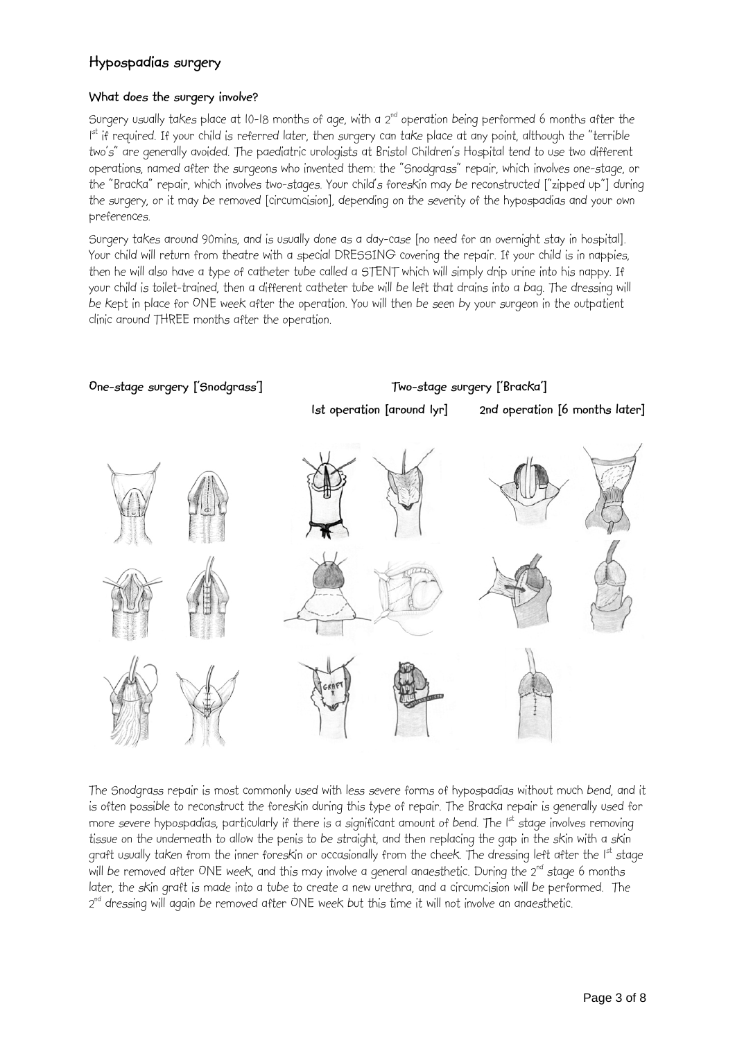## Hypospadias surgery

### What does the surgery involve?

Surgery usually takes place at 10-18 months of age, with a 2nd operation being performed 6 months after the 1st if required. If your child is referred later, then surgery can take place at any point, although the "terrible two's" are generally avoided. The paediatric urologists at Bristol Children's Hospital tend to use two different operations, named after the surgeons who invented them: the "Snodgrass" repair, which involves one-stage, or the "Bracka" repair, which involves two-stages. Your child's foreskin may be reconstructed ["zipped up"] during the surgery, or it may be removed [circumcision], depending on the severity of the hypospadias and your own preferences.

Surgery takes around 90mins, and is usually done as a day-case [no need for an overnight stay in hospital]. Your child will return from theatre with a special DRESSING covering the repair. If your child is in nappies, then he will also have a type of catheter tube called a STENT which will simply drip urine into his nappy. If your child is toilet-trained, then a different catheter tube will be left that drains into a bag. The dressing will be kept in place for ONE week after the operation. You will then be seen by your surgeon in the outpatient clinic around THREE months after the operation.

**One-stage surgery ['Snodgrass']**

**Two-stage surgery ['Bracka']**

**1st operation [around 1yr]** **2nd operation [6 months later]**

The Snodgrass repair is most commonly used with less severe forms of hypospadias without much bend, and it is often possible to reconstruct the foreskin during this type of repair. The Bracka repair is generally used for more severe hypospadias, particularly if there is a significant amount of bend. The 1st stage involves removing tissue on the underneath to allow the penis to be straight, and then replacing the gap in the skin with a skin graft usually taken from the inner foreskin or occasionally from the cheek. The dressing left after the 1st stage will be removed after ONE week, and this may involve a general anaesthetic. During the 2nd stage 6 months later, the skin graft is made into a tube to create a new urethra, and a circumcision will be performed. The 2nd dressing will again be removed after ONE week but this time it will not involve an anaesthetic.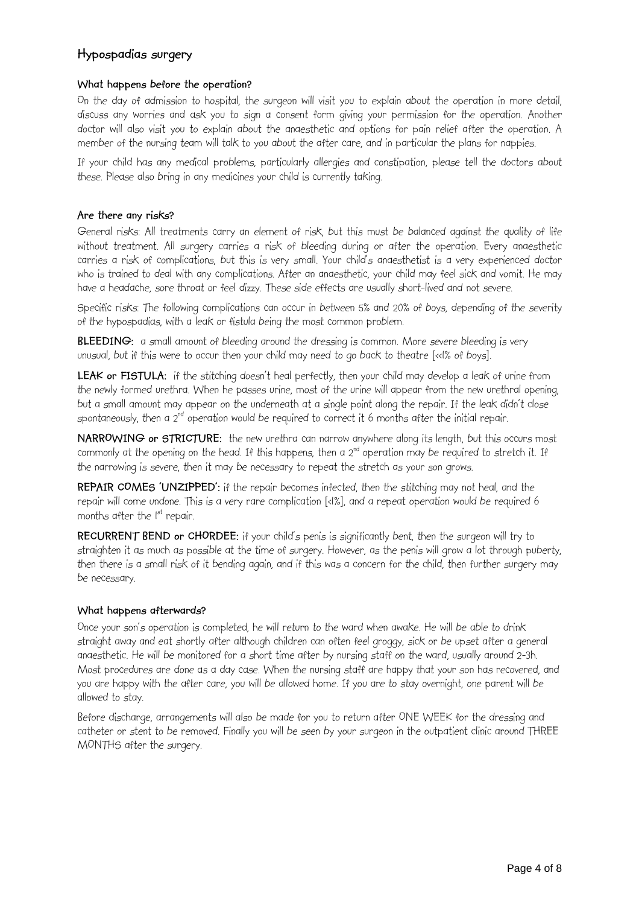## Hypospadias surgery

### What happens before the operation?

On the day of admission to hospital, the surgeon will visit you to explain about the operation in more detail, discuss any worries and ask you to sign a consent form giving your permission for the operation. Another doctor will also visit you to explain about the anaesthetic and options for pain relief after the operation. A member of the nursing team will talk to you about the after care, and in particular the plans for nappies.

If your child has any medical problems, particularly allergies and constipation, please tell the doctors about these. Please also bring in any medicines your child is currently taking.

### Are there any risks?

General risks: All treatments carry an element of risk, but this must be balanced against the quality of life without treatment. All surgery carries a risk of bleeding during or after the operation. Every anaesthetic carries a risk of complications, but this is very small. Your child's anaesthetist is a very experienced doctor who is trained to deal with any complications. After an anaesthetic, your child may feel sick and vomit. He may have a headache, sore throat or feel dizzy. These side effects are usually short-lived and not severe.

Specific risks: The following complications can occur in between 5% and 20% of boys, depending of the severity of the hypospadias, with a leak or fistula being the most common problem.

**BLEEDING:** a small amount of bleeding around the dressing is common. More severe bleeding is very unusual, but if this were to occur then your child may need to go back to theatre [<<1% of boys].

**LEAK or FISTULA:** if the stitching doesn't heal perfectly, then your child may develop a leak of urine from the newly formed urethra. When he passes urine, most of the urine will appear from the new urethral opening, but a small amount may appear on the underneath at a single point along the repair. If the leak didn't close spontaneously, then a 2nd operation would be required to correct it 6 months after the initial repair.

**NARROWING or STRICTURE:** the new urethra can narrow anywhere along its length, but this occurs most commonly at the opening on the head. If this happens, then a 2nd operation may be required to stretch it. If the narrowing is severe, then it may be necessary to repeat the stretch as your son grows.

**REPAIR COMES 'UNZIPPED':** if the repair becomes infected, then the stitching may not heal, and the repair will come undone. This is a very rare complication [<1%], and a repeat operation would be required 6 months after the 1st repair.

**RECURRENT BEND or CHORDEE:** if your child's penis is significantly bent, then the surgeon will try to straighten it as much as possible at the time of surgery. However, as the penis will grow a lot through puberty, then there is a small risk of it bending again, and if this was a concern for the child, then further surgery may be necessary.

### What happens afterwards?

Once your son's operation is completed, he will return to the ward when awake. He will be able to drink straight away and eat shortly after although children can often feel groggy, sick or be upset after a general anaesthetic. He will be monitored for a short time after by nursing staff on the ward, usually around 2-3h. Most procedures are done as a day case. When the nursing staff are happy that your son has recovered, and you are happy with the after care, you will be allowed home. If you are to stay overnight, one parent will be allowed to stay.

Before discharge, arrangements will also be made for you to return after ONE WEEK for the dressing and catheter or stent to be removed. Finally you will be seen by your surgeon in the outpatient clinic around THREE MONTHS after the surgery.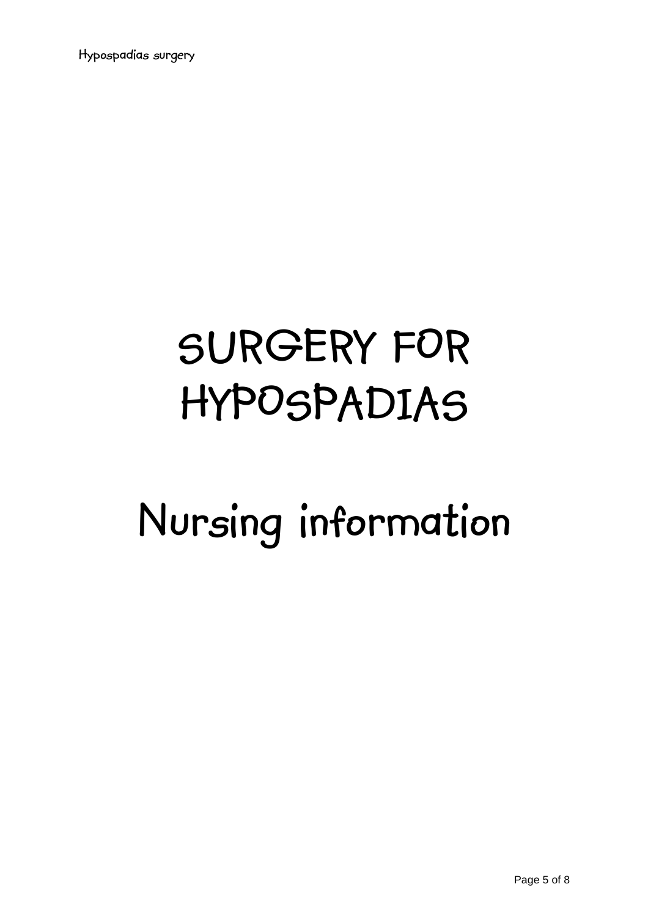# SURGERY FOR HYPOSPADIAS

# Nursing information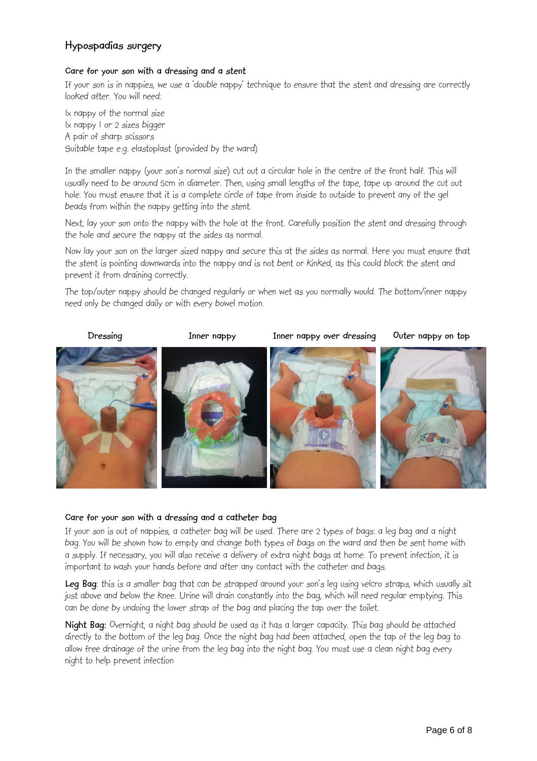## Hypospadias surgery

### Care for your son with a dressing and a stent

If your son is in nappies, we use a 'double nappy' technique to ensure that the stent and dressing are correctly looked after. You will need:

1x nappy of the normal size
1x nappy 1 or 2 sizes bigger
A pair of sharp scissors
Suitable tape e.g. elastoplast (provided by the ward)

In the smaller nappy (your son's normal size) cut out a circular hole in the centre of the front half. This will usually need to be around 5cm in diameter. Then, using small lengths of the tape, tape up around the cut out hole. You must ensure that it is a complete circle of tape from inside to outside to prevent any of the gel beads from within the nappy getting into the stent.

Next, lay your son onto the nappy with the hole at the front. Carefully position the stent and dressing through the hole and secure the nappy at the sides as normal.

Now lay your son on the larger sized nappy and secure this at the sides as normal. Here you must ensure that the stent is pointing downwards into the nappy and is not bent or kinked, as this could block the stent and prevent it from draining correctly.

The top/outer nappy should be changed regularly or when wet as you normally would. The bottom/inner nappy need only be changed daily or with every bowel motion.

Dressing | Inner nappy | Inner nappy over dressing | Outer nappy on top

### Care for your son with a dressing and a catheter bag

If your son is out of nappies, a catheter bag will be used. There are 2 types of bags: a leg bag and a night bag. You will be shown how to empty and change both types of bags on the ward and then be sent home with a supply. If necessary, you will also receive a delivery of extra night bags at home. To prevent infection, it is important to wash your hands before and after any contact with the catheter and bags.

**Leg Bag**: this is a smaller bag that can be strapped around your son's leg using velcro straps, which usually sit just above and below the knee. Urine will drain constantly into the bag, which will need regular emptying. This can be done by undoing the lower strap of the bag and placing the tap over the toilet.

**Night Bag:** Overnight, a night bag should be used as it has a larger capacity. This bag should be attached directly to the bottom of the leg bag. Once the night bag had been attached, open the tap of the leg bag to allow free drainage of the urine from the leg bag into the night bag. You must use a clean night bag every night to help prevent infection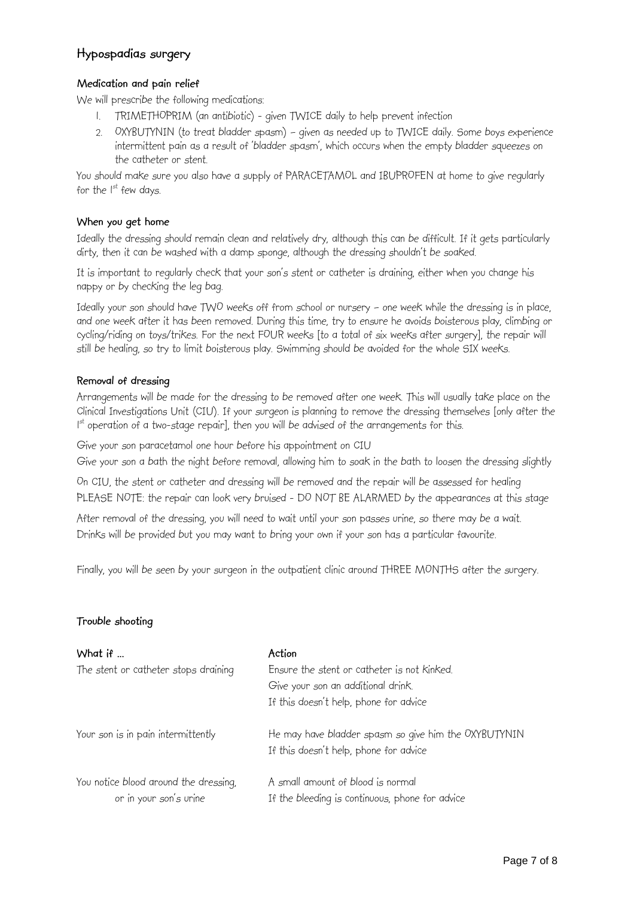## Hypospadias surgery

### Medication and pain relief

We will prescribe the following medications:

1. TRIMETHOPRIM (an antibiotic) - given TWICE daily to help prevent infection
2. OXYBUTYNIN (to treat bladder spasm) – given as needed up to TWICE daily. Some boys experience intermittent pain as a result of 'bladder spasm', which occurs when the empty bladder squeezes on the catheter or stent.

You should make sure you also have a supply of PARACETAMOL and IBUPROFEN at home to give regularly for the 1st few days.

### When you get home

Ideally the dressing should remain clean and relatively dry, although this can be difficult. If it gets particularly dirty, then it can be washed with a damp sponge, although the dressing shouldn't be soaked.

It is important to regularly check that your son's stent or catheter is draining, either when you change his nappy or by checking the leg bag.

Ideally your son should have TWO weeks off from school or nursery – one week while the dressing is in place, and one week after it has been removed. During this time, try to ensure he avoids boisterous play, climbing or cycling/riding on toys/trikes. For the next FOUR weeks [to a total of six weeks after surgery], the repair will still be healing, so try to limit boisterous play. Swimming should be avoided for the whole SIX weeks.

### Removal of dressing

Arrangements will be made for the dressing to be removed after one week. This will usually take place on the Clinical Investigations Unit (CIU). If your surgeon is planning to remove the dressing themselves [only after the 1st operation of a two-stage repair], then you will be advised of the arrangements for this.

Give your son paracetamol one hour before his appointment on CIU

Give your son a bath the night before removal, allowing him to soak in the bath to loosen the dressing slightly

On CIU, the stent or catheter and dressing will be removed and the repair will be assessed for healing

PLEASE NOTE: the repair can look very bruised - DO NOT BE ALARMED by the appearances at this stage

After removal of the dressing, you will need to wait until your son passes urine, so there may be a wait. Drinks will be provided but you may want to bring your own if your son has a particular favourite.

Finally, you will be seen by your surgeon in the outpatient clinic around THREE MONTHS after the surgery.

### Trouble shooting

| What if … | Action |
|---|---|
| The stent or catheter stops draining | Ensure the stent or catheter is not kinked.<br>Give your son an additional drink.<br>If this doesn't help, phone for advice |
| Your son is in pain intermittently | He may have bladder spasm so give him the OXYBUTYNIN<br>If this doesn't help, phone for advice |
| You notice blood around the dressing, or in your son's urine | A small amount of blood is normal<br>If the bleeding is continuous, phone for advice |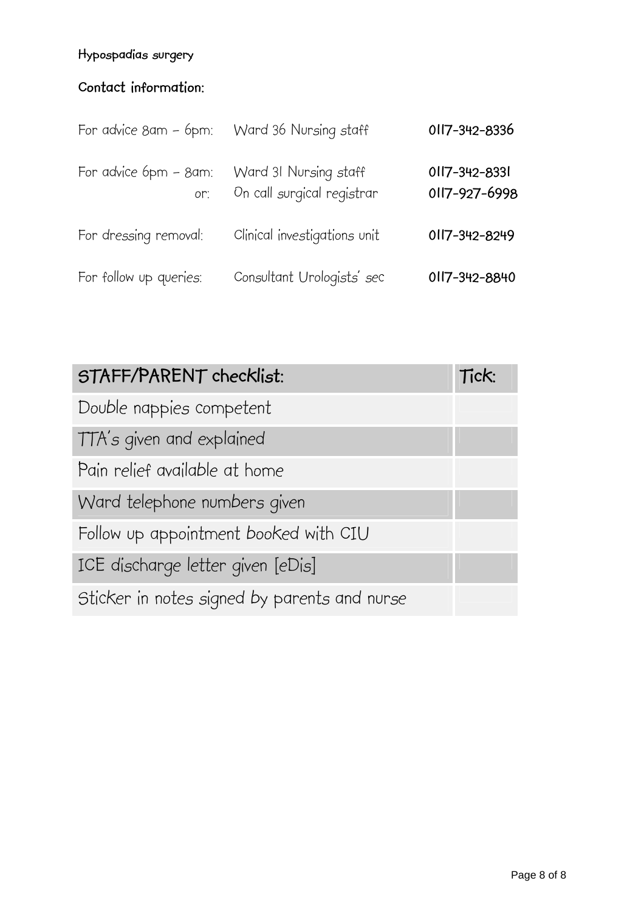Hypospadias surgery

## Contact information:

| | | |
|---|---|---|
| For advice 8am – 6pm: | Ward 36 Nursing staff | 0117-342-8336 |
| For advice 6pm – 8am: | Ward 31 Nursing staff | 0117-342-8331 |
| or: | On call surgical registrar | 0117-927-6998 |
| For dressing removal: | Clinical investigations unit | 0117-342-8249 |
| For follow up queries: | Consultant Urologists' sec | 0117-342-8840 |

| STAFF/PARENT checklist: | Tick: |
|---|---|
| Double nappies competent | |
| TTA's given and explained | |
| Pain relief available at home | |
| Ward telephone numbers given | |
| Follow up appointment booked with CIU | |
| ICE discharge letter given [eDis] | |
| Sticker in notes signed by parents and nurse | |